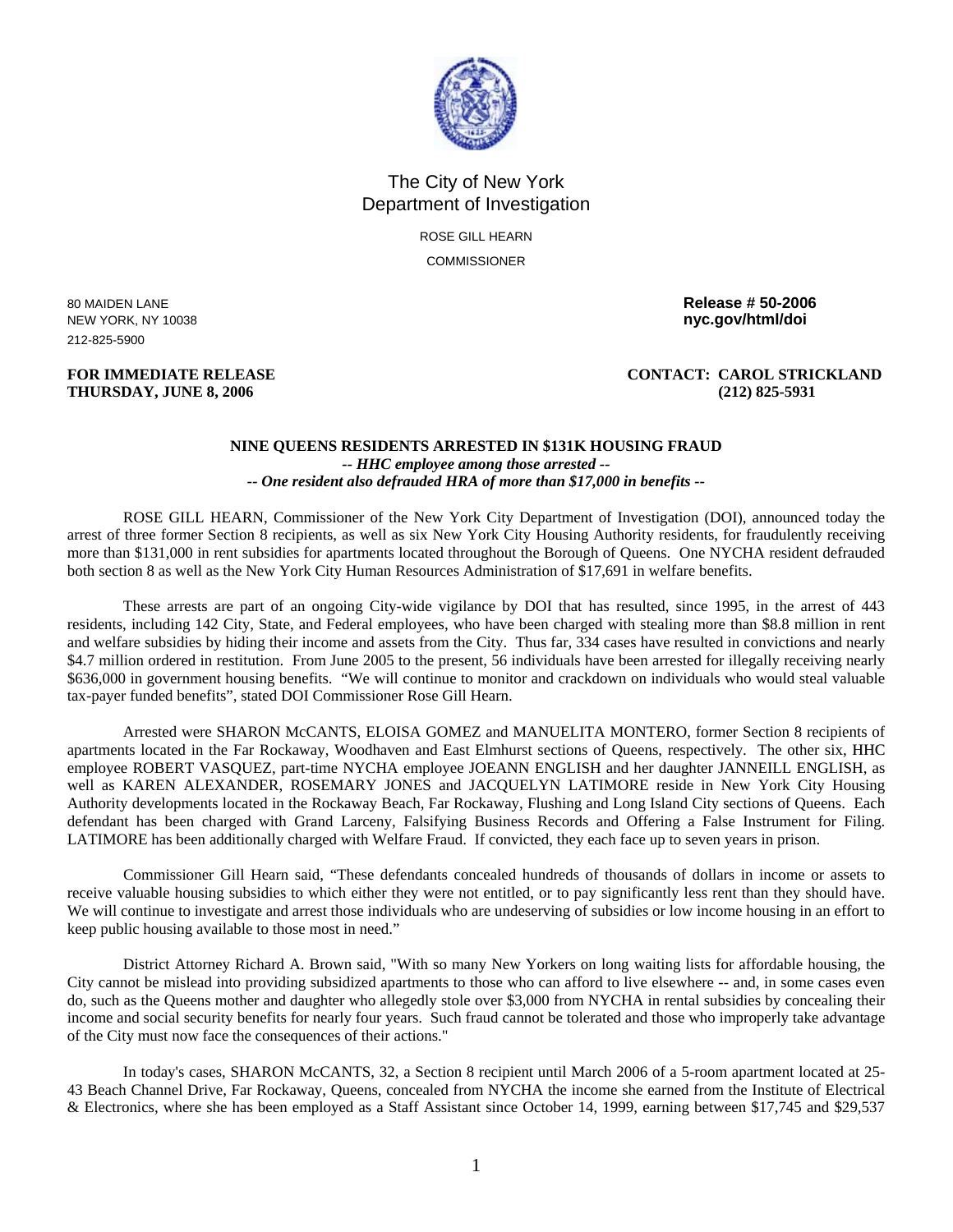# The City of New York
## Department of Investigation

ROSE GILL HEARN

COMMISSIONER

80 MAIDEN LANE
NEW YORK, NY 10038
212-825-5900

**Release # 50-2006**
**nyc.gov/html/doi**

**FOR IMMEDIATE RELEASE**
**THURSDAY, JUNE 8, 2006**

**CONTACT: CAROL STRICKLAND**
**(212) 825-5931**

**NINE QUEENS RESIDENTS ARRESTED IN $131K HOUSING FRAUD**
***-- HHC employee among those arrested --***
***-- One resident also defrauded HRA of more than $17,000 in benefits --***

ROSE GILL HEARN, Commissioner of the New York City Department of Investigation (DOI), announced today the arrest of three former Section 8 recipients, as well as six New York City Housing Authority residents, for fraudulently receiving more than $131,000 in rent subsidies for apartments located throughout the Borough of Queens. One NYCHA resident defrauded both section 8 as well as the New York City Human Resources Administration of $17,691 in welfare benefits.

These arrests are part of an ongoing City-wide vigilance by DOI that has resulted, since 1995, in the arrest of 443 residents, including 142 City, State, and Federal employees, who have been charged with stealing more than $8.8 million in rent and welfare subsidies by hiding their income and assets from the City. Thus far, 334 cases have resulted in convictions and nearly $4.7 million ordered in restitution. From June 2005 to the present, 56 individuals have been arrested for illegally receiving nearly $636,000 in government housing benefits. "We will continue to monitor and crackdown on individuals who would steal valuable tax-payer funded benefits", stated DOI Commissioner Rose Gill Hearn.

Arrested were SHARON McCANTS, ELOISA GOMEZ and MANUELITA MONTERO, former Section 8 recipients of apartments located in the Far Rockaway, Woodhaven and East Elmhurst sections of Queens, respectively. The other six, HHC employee ROBERT VASQUEZ, part-time NYCHA employee JOEANN ENGLISH and her daughter JANNEILL ENGLISH, as well as KAREN ALEXANDER, ROSEMARY JONES and JACQUELYN LATIMORE reside in New York City Housing Authority developments located in the Rockaway Beach, Far Rockaway, Flushing and Long Island City sections of Queens. Each defendant has been charged with Grand Larceny, Falsifying Business Records and Offering a False Instrument for Filing. LATIMORE has been additionally charged with Welfare Fraud. If convicted, they each face up to seven years in prison.

Commissioner Gill Hearn said, "These defendants concealed hundreds of thousands of dollars in income or assets to receive valuable housing subsidies to which either they were not entitled, or to pay significantly less rent than they should have. We will continue to investigate and arrest those individuals who are undeserving of subsidies or low income housing in an effort to keep public housing available to those most in need."

District Attorney Richard A. Brown said, "With so many New Yorkers on long waiting lists for affordable housing, the City cannot be mislead into providing subsidized apartments to those who can afford to live elsewhere -- and, in some cases even do, such as the Queens mother and daughter who allegedly stole over $3,000 from NYCHA in rental subsidies by concealing their income and social security benefits for nearly four years. Such fraud cannot be tolerated and those who improperly take advantage of the City must now face the consequences of their actions."

In today's cases, SHARON McCANTS, 32, a Section 8 recipient until March 2006 of a 5-room apartment located at 25-43 Beach Channel Drive, Far Rockaway, Queens, concealed from NYCHA the income she earned from the Institute of Electrical & Electronics, where she has been employed as a Staff Assistant since October 14, 1999, earning between $17,745 and $29,537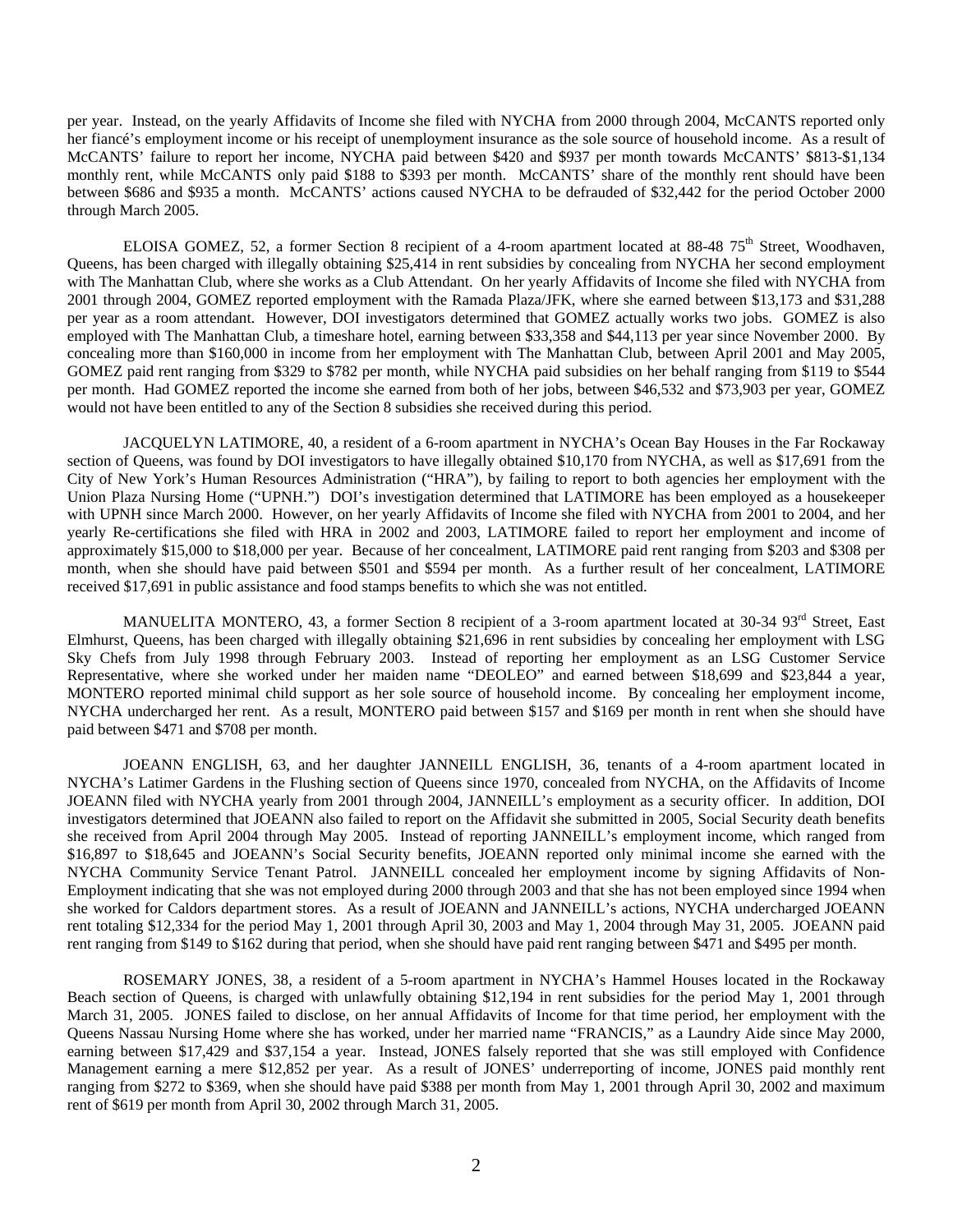per year. Instead, on the yearly Affidavits of Income she filed with NYCHA from 2000 through 2004, McCANTS reported only her fiancé's employment income or his receipt of unemployment insurance as the sole source of household income. As a result of McCANTS' failure to report her income, NYCHA paid between $420 and $937 per month towards McCANTS' $813-$1,134 monthly rent, while McCANTS only paid $188 to $393 per month. McCANTS' share of the monthly rent should have been between $686 and $935 a month. McCANTS' actions caused NYCHA to be defrauded of $32,442 for the period October 2000 through March 2005.

ELOISA GOMEZ, 52, a former Section 8 recipient of a 4-room apartment located at 88-48 75th Street, Woodhaven, Queens, has been charged with illegally obtaining $25,414 in rent subsidies by concealing from NYCHA her second employment with The Manhattan Club, where she works as a Club Attendant. On her yearly Affidavits of Income she filed with NYCHA from 2001 through 2004, GOMEZ reported employment with the Ramada Plaza/JFK, where she earned between $13,173 and $31,288 per year as a room attendant. However, DOI investigators determined that GOMEZ actually works two jobs. GOMEZ is also employed with The Manhattan Club, a timeshare hotel, earning between $33,358 and $44,113 per year since November 2000. By concealing more than $160,000 in income from her employment with The Manhattan Club, between April 2001 and May 2005, GOMEZ paid rent ranging from $329 to $782 per month, while NYCHA paid subsidies on her behalf ranging from $119 to $544 per month. Had GOMEZ reported the income she earned from both of her jobs, between $46,532 and $73,903 per year, GOMEZ would not have been entitled to any of the Section 8 subsidies she received during this period.

JACQUELYN LATIMORE, 40, a resident of a 6-room apartment in NYCHA's Ocean Bay Houses in the Far Rockaway section of Queens, was found by DOI investigators to have illegally obtained $10,170 from NYCHA, as well as $17,691 from the City of New York's Human Resources Administration ("HRA"), by failing to report to both agencies her employment with the Union Plaza Nursing Home ("UPNH.") DOI's investigation determined that LATIMORE has been employed as a housekeeper with UPNH since March 2000. However, on her yearly Affidavits of Income she filed with NYCHA from 2001 to 2004, and her yearly Re-certifications she filed with HRA in 2002 and 2003, LATIMORE failed to report her employment and income of approximately $15,000 to $18,000 per year. Because of her concealment, LATIMORE paid rent ranging from $203 and $308 per month, when she should have paid between $501 and $594 per month. As a further result of her concealment, LATIMORE received $17,691 in public assistance and food stamps benefits to which she was not entitled.

MANUELITA MONTERO, 43, a former Section 8 recipient of a 3-room apartment located at 30-34 93rd Street, East Elmhurst, Queens, has been charged with illegally obtaining $21,696 in rent subsidies by concealing her employment with LSG Sky Chefs from July 1998 through February 2003. Instead of reporting her employment as an LSG Customer Service Representative, where she worked under her maiden name "DEOLEO" and earned between $18,699 and $23,844 a year, MONTERO reported minimal child support as her sole source of household income. By concealing her employment income, NYCHA undercharged her rent. As a result, MONTERO paid between $157 and $169 per month in rent when she should have paid between $471 and $708 per month.

JOEANN ENGLISH, 63, and her daughter JANNEILL ENGLISH, 36, tenants of a 4-room apartment located in NYCHA's Latimer Gardens in the Flushing section of Queens since 1970, concealed from NYCHA, on the Affidavits of Income JOEANN filed with NYCHA yearly from 2001 through 2004, JANNEILL's employment as a security officer. In addition, DOI investigators determined that JOEANN also failed to report on the Affidavit she submitted in 2005, Social Security death benefits she received from April 2004 through May 2005. Instead of reporting JANNEILL's employment income, which ranged from $16,897 to $18,645 and JOEANN's Social Security benefits, JOEANN reported only minimal income she earned with the NYCHA Community Service Tenant Patrol. JANNEILL concealed her employment income by signing Affidavits of Non-Employment indicating that she was not employed during 2000 through 2003 and that she has not been employed since 1994 when she worked for Caldors department stores. As a result of JOEANN and JANNEILL's actions, NYCHA undercharged JOEANN rent totaling $12,334 for the period May 1, 2001 through April 30, 2003 and May 1, 2004 through May 31, 2005. JOEANN paid rent ranging from $149 to $162 during that period, when she should have paid rent ranging between $471 and $495 per month.

ROSEMARY JONES, 38, a resident of a 5-room apartment in NYCHA's Hammel Houses located in the Rockaway Beach section of Queens, is charged with unlawfully obtaining $12,194 in rent subsidies for the period May 1, 2001 through March 31, 2005. JONES failed to disclose, on her annual Affidavits of Income for that time period, her employment with the Queens Nassau Nursing Home where she has worked, under her married name "FRANCIS," as a Laundry Aide since May 2000, earning between $17,429 and $37,154 a year. Instead, JONES falsely reported that she was still employed with Confidence Management earning a mere $12,852 per year. As a result of JONES' underreporting of income, JONES paid monthly rent ranging from $272 to $369, when she should have paid $388 per month from May 1, 2001 through April 30, 2002 and maximum rent of $619 per month from April 30, 2002 through March 31, 2005.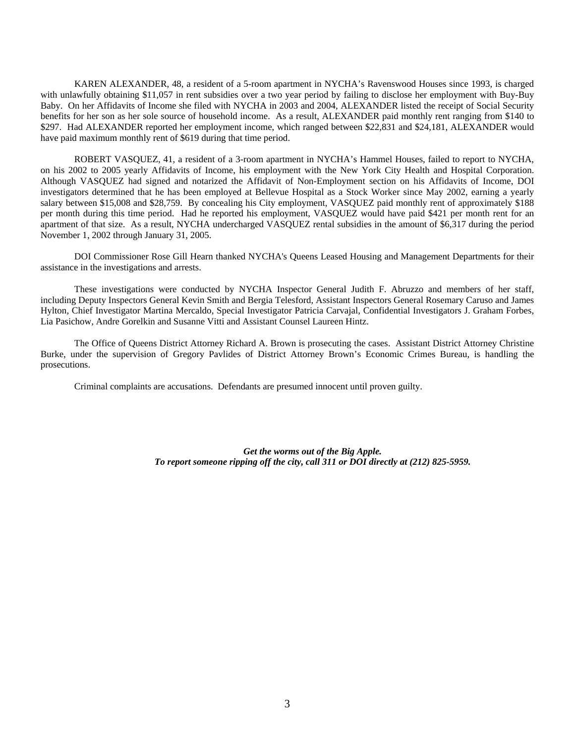KAREN ALEXANDER, 48, a resident of a 5-room apartment in NYCHA's Ravenswood Houses since 1993, is charged with unlawfully obtaining $11,057 in rent subsidies over a two year period by failing to disclose her employment with Buy-Buy Baby. On her Affidavits of Income she filed with NYCHA in 2003 and 2004, ALEXANDER listed the receipt of Social Security benefits for her son as her sole source of household income. As a result, ALEXANDER paid monthly rent ranging from $140 to $297. Had ALEXANDER reported her employment income, which ranged between $22,831 and $24,181, ALEXANDER would have paid maximum monthly rent of $619 during that time period.

ROBERT VASQUEZ, 41, a resident of a 3-room apartment in NYCHA's Hammel Houses, failed to report to NYCHA, on his 2002 to 2005 yearly Affidavits of Income, his employment with the New York City Health and Hospital Corporation. Although VASQUEZ had signed and notarized the Affidavit of Non-Employment section on his Affidavits of Income, DOI investigators determined that he has been employed at Bellevue Hospital as a Stock Worker since May 2002, earning a yearly salary between $15,008 and $28,759. By concealing his City employment, VASQUEZ paid monthly rent of approximately $188 per month during this time period. Had he reported his employment, VASQUEZ would have paid $421 per month rent for an apartment of that size. As a result, NYCHA undercharged VASQUEZ rental subsidies in the amount of $6,317 during the period November 1, 2002 through January 31, 2005.

DOI Commissioner Rose Gill Hearn thanked NYCHA's Queens Leased Housing and Management Departments for their assistance in the investigations and arrests.

These investigations were conducted by NYCHA Inspector General Judith F. Abruzzo and members of her staff, including Deputy Inspectors General Kevin Smith and Bergia Telesford, Assistant Inspectors General Rosemary Caruso and James Hylton, Chief Investigator Martina Mercaldo, Special Investigator Patricia Carvajal, Confidential Investigators J. Graham Forbes, Lia Pasichow, Andre Gorelkin and Susanne Vitti and Assistant Counsel Laureen Hintz.

The Office of Queens District Attorney Richard A. Brown is prosecuting the cases. Assistant District Attorney Christine Burke, under the supervision of Gregory Pavlides of District Attorney Brown's Economic Crimes Bureau, is handling the prosecutions.

Criminal complaints are accusations. Defendants are presumed innocent until proven guilty.

***Get the worms out of the Big Apple.***
***To report someone ripping off the city, call 311 or DOI directly at (212) 825-5959.***